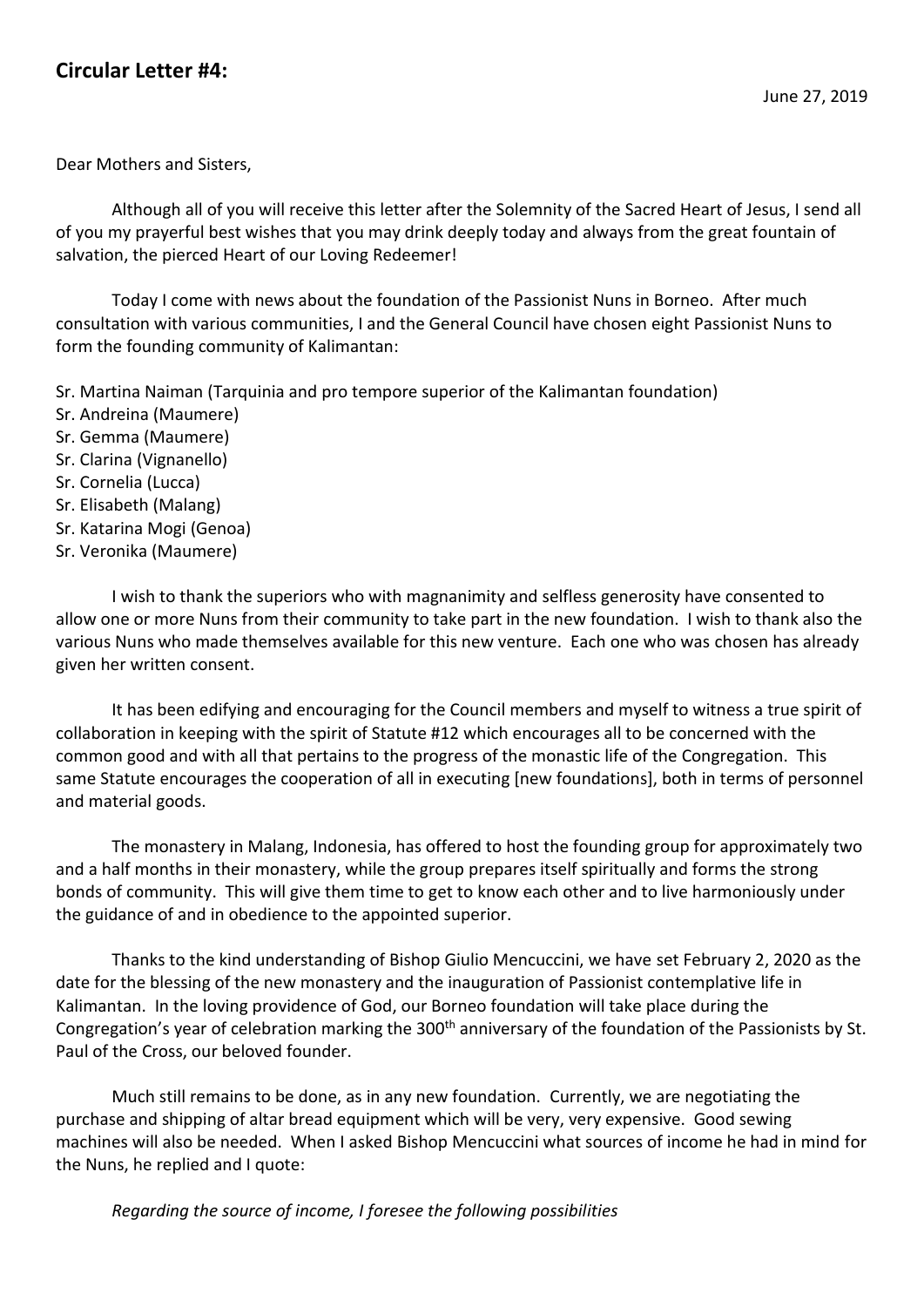## Circular Letter #4:

June 27, 2019

Dear Mothers and Sisters,

Although all of you will receive this letter after the Solemnity of the Sacred Heart of Jesus, I send all of you my prayerful best wishes that you may drink deeply today and always from the great fountain of salvation, the pierced Heart of our Loving Redeemer!

Today I come with news about the foundation of the Passionist Nuns in Borneo. After much consultation with various communities, I and the General Council have chosen eight Passionist Nuns to form the founding community of Kalimantan:

Sr. Martina Naiman (Tarquinia and pro tempore superior of the Kalimantan foundation)
Sr. Andreina (Maumere)
Sr. Gemma (Maumere)
Sr. Clarina (Vignanello)
Sr. Cornelia (Lucca)
Sr. Elisabeth (Malang)
Sr. Katarina Mogi (Genoa)
Sr. Veronika (Maumere)

I wish to thank the superiors who with magnanimity and selfless generosity have consented to allow one or more Nuns from their community to take part in the new foundation. I wish to thank also the various Nuns who made themselves available for this new venture. Each one who was chosen has already given her written consent.

It has been edifying and encouraging for the Council members and myself to witness a true spirit of collaboration in keeping with the spirit of Statute #12 which encourages all to be concerned with the common good and with all that pertains to the progress of the monastic life of the Congregation. This same Statute encourages the cooperation of all in executing [new foundations], both in terms of personnel and material goods.

The monastery in Malang, Indonesia, has offered to host the founding group for approximately two and a half months in their monastery, while the group prepares itself spiritually and forms the strong bonds of community. This will give them time to get to know each other and to live harmoniously under the guidance of and in obedience to the appointed superior.

Thanks to the kind understanding of Bishop Giulio Mencuccini, we have set February 2, 2020 as the date for the blessing of the new monastery and the inauguration of Passionist contemplative life in Kalimantan. In the loving providence of God, our Borneo foundation will take place during the Congregation's year of celebration marking the 300th anniversary of the foundation of the Passionists by St. Paul of the Cross, our beloved founder.

Much still remains to be done, as in any new foundation. Currently, we are negotiating the purchase and shipping of altar bread equipment which will be very, very expensive. Good sewing machines will also be needed. When I asked Bishop Mencuccini what sources of income he had in mind for the Nuns, he replied and I quote:

*Regarding the source of income, I foresee the following possibilities*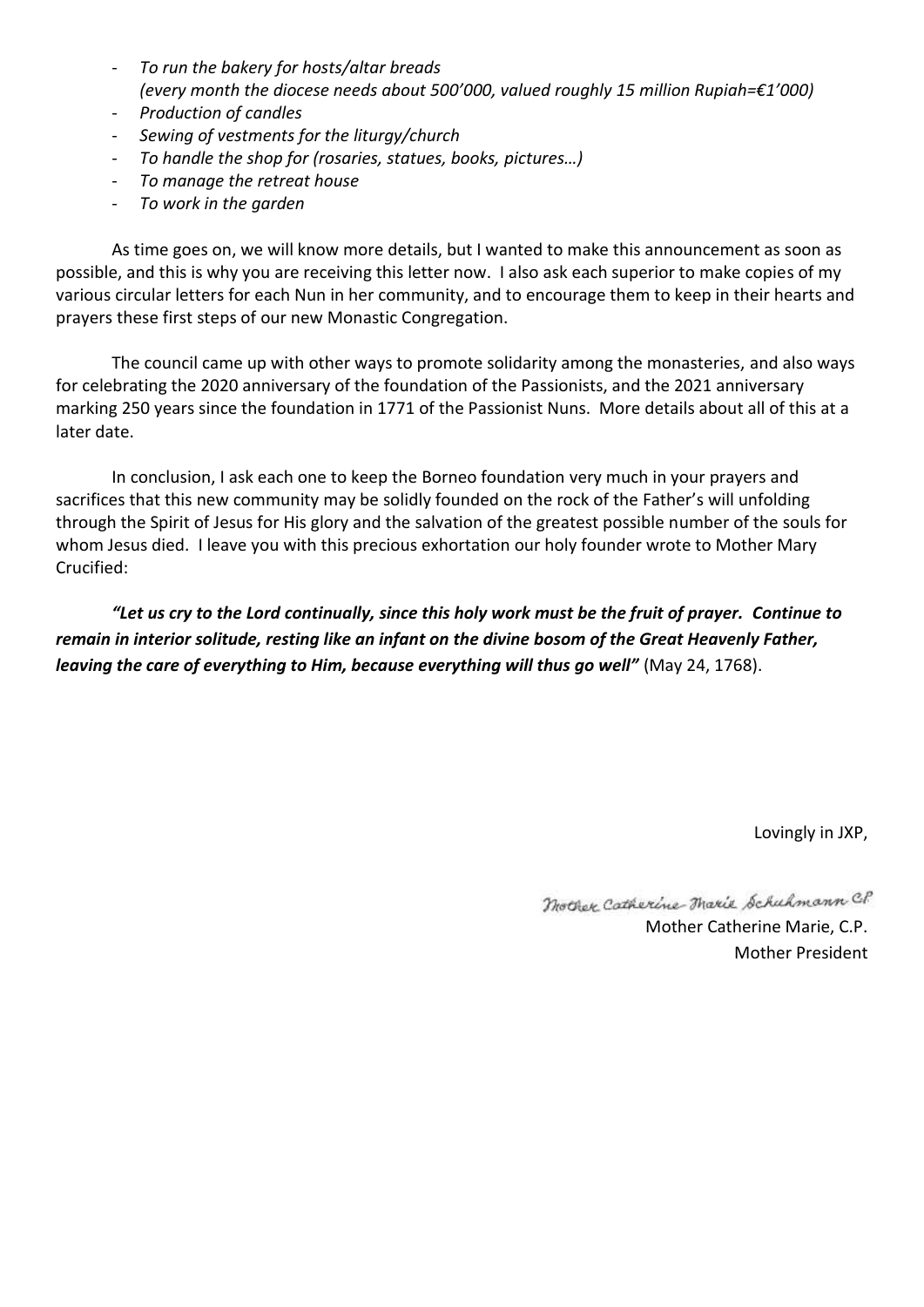- *To run the bakery for hosts/altar breads*
  *(every month the diocese needs about 500'000, valued roughly 15 million Rupiah=€1'000)*
- *Production of candles*
- *Sewing of vestments for the liturgy/church*
- *To handle the shop for (rosaries, statues, books, pictures…)*
- *To manage the retreat house*
- *To work in the garden*

As time goes on, we will know more details, but I wanted to make this announcement as soon as possible, and this is why you are receiving this letter now. I also ask each superior to make copies of my various circular letters for each Nun in her community, and to encourage them to keep in their hearts and prayers these first steps of our new Monastic Congregation.

The council came up with other ways to promote solidarity among the monasteries, and also ways for celebrating the 2020 anniversary of the foundation of the Passionists, and the 2021 anniversary marking 250 years since the foundation in 1771 of the Passionist Nuns. More details about all of this at a later date.

In conclusion, I ask each one to keep the Borneo foundation very much in your prayers and sacrifices that this new community may be solidly founded on the rock of the Father's will unfolding through the Spirit of Jesus for His glory and the salvation of the greatest possible number of the souls for whom Jesus died. I leave you with this precious exhortation our holy founder wrote to Mother Mary Crucified:

***"Let us cry to the Lord continually, since this holy work must be the fruit of prayer. Continue to remain in interior solitude, resting like an infant on the divine bosom of the Great Heavenly Father, leaving the care of everything to Him, because everything will thus go well"*** (May 24, 1768).

Lovingly in JXP,

*Mother Catherine Marie Schuhmann CP*

Mother Catherine Marie, C.P.
Mother President